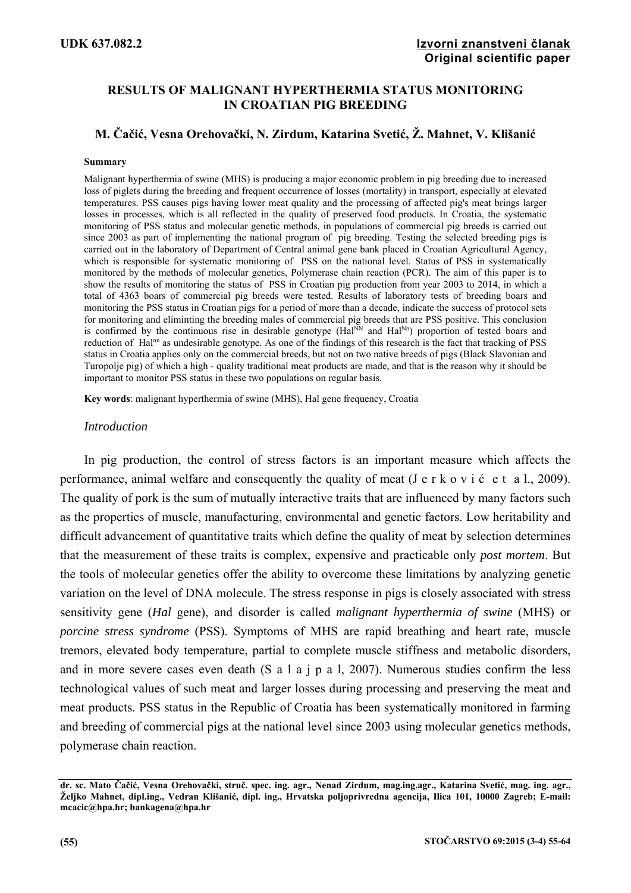UDK 637.082.2

**Izvorni znanstveni članak**
**Original scientific paper**

# RESULTS OF MALIGNANT HYPERTHERMIA STATUS MONITORING IN CROATIAN PIG BREEDING

**M. Čačić, Vesna Orehovački, N. Zirdum, Katarina Svetić, Ž. Mahnet, V. Klišanić**

**Summary**

Malignant hyperthermia of swine (MHS) is producing a major economic problem in pig breeding due to increased loss of piglets during the breeding and frequent occurrence of losses (mortality) in transport, especially at elevated temperatures. PSS causes pigs having lower meat quality and the processing of affected pig's meat brings larger losses in processes, which is all reflected in the quality of preserved food products. In Croatia, the systematic monitoring of PSS status and molecular genetic methods, in populations of commercial pig breeds is carried out since 2003 as part of implementing the national program of pig breeding. Testing the selected breeding pigs is carried out in the laboratory of Department of Central animal gene bank placed in Croatian Agricultural Agency, which is responsible for systematic monitoring of PSS on the national level. Status of PSS in systematically monitored by the methods of molecular genetics, Polymerase chain reaction (PCR). The aim of this paper is to show the results of monitoring the status of PSS in Croatian pig production from year 2003 to 2014, in which a total of 4363 boars of commercial pig breeds were tested. Results of laboratory tests of breeding boars and monitoring the PSS status in Croatian pigs for a period of more than a decade, indicate the success of protocol sets for monitoring and eliminting the breeding males of commercial pig breeds that are PSS positive. This conclusion is confirmed by the continuous rise in desirable genotype ($Hal^{NN}$ and $Hal^{Nn}$) proportion of tested boars and reduction of $Hal^{nn}$ as undesirable genotype. As one of the findings of this research is the fact that tracking of PSS status in Croatia applies only on the commercial breeds, but not on two native breeds of pigs (Black Slavonian and Turopolje pig) of which a high - quality traditional meat products are made, and that is the reason why it should be important to monitor PSS status in these two populations on regular basis.

**Key words**: malignant hyperthermia of swine (MHS), Hal gene frequency, Croatia

## *Introduction*

In pig production, the control of stress factors is an important measure which affects the performance, animal welfare and consequently the quality of meat (Jerković et al., 2009). The quality of pork is the sum of mutually interactive traits that are influenced by many factors such as the properties of muscle, manufacturing, environmental and genetic factors. Low heritability and difficult advancement of quantitative traits which define the quality of meat by selection determines that the measurement of these traits is complex, expensive and practicable only *post mortem*. But the tools of molecular genetics offer the ability to overcome these limitations by analyzing genetic variation on the level of DNA molecule. The stress response in pigs is closely associated with stress sensitivity gene (*Hal* gene), and disorder is called *malignant hyperthermia of swine* (MHS) or *porcine stress syndrome* (PSS). Symptoms of MHS are rapid breathing and heart rate, muscle tremors, elevated body temperature, partial to complete muscle stiffness and metabolic disorders, and in more severe cases even death (Salajpal, 2007). Numerous studies confirm the less technological values of such meat and larger losses during processing and preserving the meat and meat products. PSS status in the Republic of Croatia has been systematically monitored in farming and breeding of commercial pigs at the national level since 2003 using molecular genetics methods, polymerase chain reaction.

---

**dr. sc. Mato Čačić, Vesna Orehovački, struč. spec. ing. agr., Nenad Zirdum, mag.ing.agr., Katarina Svetić, mag. ing. agr., Željko Mahnet, dipl.ing., Vedran Klišanić, dipl. ing., Hrvatska poljoprivredna agencija, Ilica 101, 10000 Zagreb; E-mail: mcacic@hpa.hr; bankagena@hpa.hr**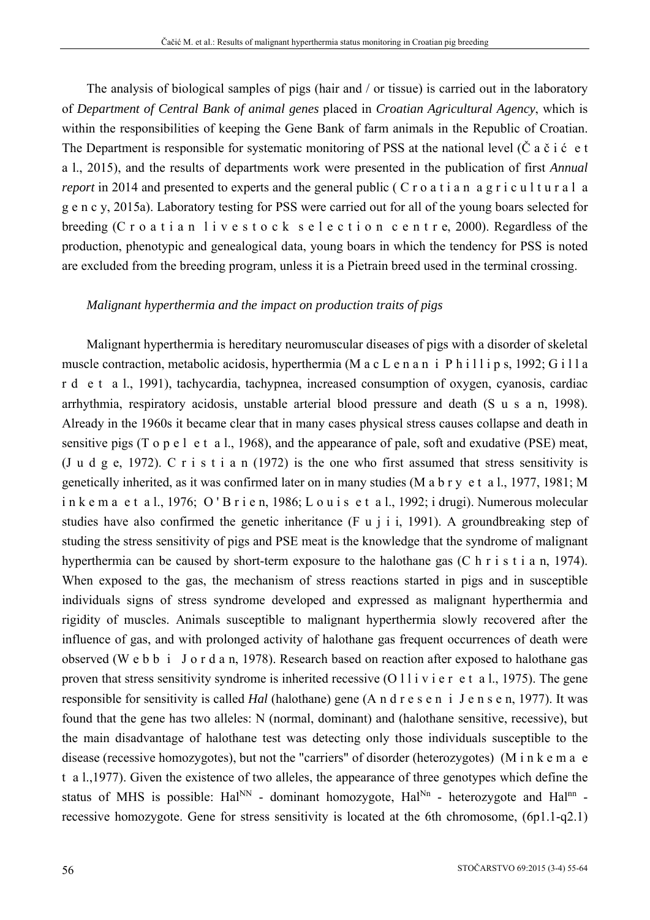The analysis of biological samples of pigs (hair and / or tissue) is carried out in the laboratory of *Department of Central Bank of animal genes* placed in *Croatian Agricultural Agency*, which is within the responsibilities of keeping the Gene Bank of farm animals in the Republic of Croatian. The Department is responsible for systematic monitoring of PSS at the national level (Čačić et al., 2015), and the results of departments work were presented in the publication of first *Annual report* in 2014 and presented to experts and the general public (Croatian agricultural agency, 2015a). Laboratory testing for PSS were carried out for all of the young boars selected for breeding (Croatian livestock selection centre, 2000). Regardless of the production, phenotypic and genealogical data, young boars in which the tendency for PSS is noted are excluded from the breeding program, unless it is a Pietrain breed used in the terminal crossing.

*Malignant hyperthermia and the impact on production traits of pigs*

Malignant hyperthermia is hereditary neuromuscular diseases of pigs with a disorder of skeletal muscle contraction, metabolic acidosis, hyperthermia (MacLenan i Phillips, 1992; Gillard et al., 1991), tachycardia, tachypnea, increased consumption of oxygen, cyanosis, cardiac arrhythmia, respiratory acidosis, unstable arterial blood pressure and death (Susan, 1998). Already in the 1960s it became clear that in many cases physical stress causes collapse and death in sensitive pigs (Topel et al., 1968), and the appearance of pale, soft and exudative (PSE) meat, (Judge, 1972). Cristian (1972) is the one who first assumed that stress sensitivity is genetically inherited, as it was confirmed later on in many studies (Mabry et al., 1977, 1981; Minkema et al., 1976; O'Brien, 1986; Louis et al., 1992; i drugi). Numerous molecular studies have also confirmed the genetic inheritance (Fujii, 1991). A groundbreaking step of studing the stress sensitivity of pigs and PSE meat is the knowledge that the syndrome of malignant hyperthermia can be caused by short-term exposure to the halothane gas (Christian, 1974). When exposed to the gas, the mechanism of stress reactions started in pigs and in susceptible individuals signs of stress syndrome developed and expressed as malignant hyperthermia and rigidity of muscles. Animals susceptible to malignant hyperthermia slowly recovered after the influence of gas, and with prolonged activity of halothane gas frequent occurrences of death were observed (Webb i Jordan, 1978). Research based on reaction after exposed to halothane gas proven that stress sensitivity syndrome is inherited recessive (Ollivier et al., 1975). The gene responsible for sensitivity is called *Hal* (halothane) gene (Andresen i Jensen, 1977). It was found that the gene has two alleles: N (normal, dominant) and (halothane sensitive, recessive), but the main disadvantage of halothane test was detecting only those individuals susceptible to the disease (recessive homozygotes), but not the "carriers" of disorder (heterozygotes) (Minkema et al.,1977). Given the existence of two alleles, the appearance of three genotypes which define the status of MHS is possible: $Hal^{NN}$ - dominant homozygote, $Hal^{Nn}$ - heterozygote and $Hal^{nn}$ - recessive homozygote. Gene for stress sensitivity is located at the 6th chromosome, (6p1.1-q2.1)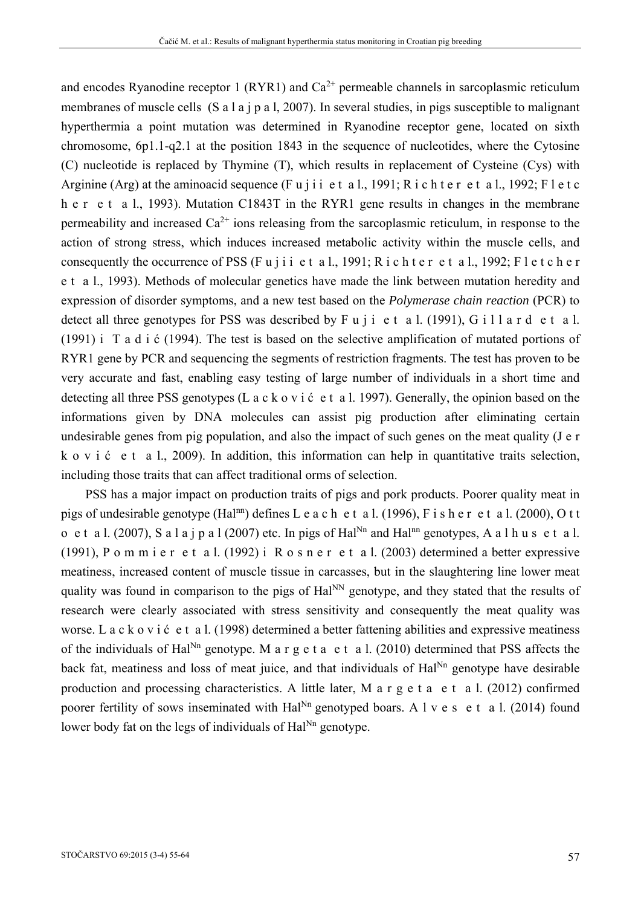and encodes Ryanodine receptor 1 (RYR1) and $Ca^{2+}$ permeable channels in sarcoplasmic reticulum membranes of muscle cells (S a l a j p a l, 2007). In several studies, in pigs susceptible to malignant hyperthermia a point mutation was determined in Ryanodine receptor gene, located on sixth chromosome, 6p1.1-q2.1 at the position 1843 in the sequence of nucleotides, where the Cytosine (C) nucleotide is replaced by Thymine (T), which results in replacement of Cysteine (Cys) with Arginine (Arg) at the aminoacid sequence (F u j i i e t a l., 1991; R i c h t e r e t a l., 1992; F l e t c h e r e t a l., 1993). Mutation C1843T in the RYR1 gene results in changes in the membrane permeability and increased $Ca^{2+}$ ions releasing from the sarcoplasmic reticulum, in response to the action of strong stress, which induces increased metabolic activity within the muscle cells, and consequently the occurrence of PSS (F u j i i e t a l., 1991; R i c h t e r e t a l., 1992; F l e t c h e r e t a l., 1993). Methods of molecular genetics have made the link between mutation heredity and expression of disorder symptoms, and a new test based on the *Polymerase chain reaction* (PCR) to detect all three genotypes for PSS was described by F u j i e t a l. (1991), G i l l a r d e t a l. (1991) i T a d i ć (1994). The test is based on the selective amplification of mutated portions of RYR1 gene by PCR and sequencing the segments of restriction fragments. The test has proven to be very accurate and fast, enabling easy testing of large number of individuals in a short time and detecting all three PSS genotypes (L a c k o v i ć e t a l. 1997). Generally, the opinion based on the informations given by DNA molecules can assist pig production after eliminating certain undesirable genes from pig population, and also the impact of such genes on the meat quality (J e r k o v i ć e t a l., 2009). In addition, this information can help in quantitative traits selection, including those traits that can affect traditional orms of selection.

PSS has a major impact on production traits of pigs and pork products. Poorer quality meat in pigs of undesirable genotype ($Hal^{nn}$) defines L e a c h e t a l. (1996), F i s h e r e t a l. (2000), O t t o e t a l. (2007), S a l a j p a l (2007) etc. In pigs of $Hal^{Nn}$ and $Hal^{nn}$ genotypes, A a l h u s e t a l. (1991), P o m m i e r e t a l. (1992) i R o s n e r e t a l. (2003) determined a better expressive meatiness, increased content of muscle tissue in carcasses, but in the slaughtering line lower meat quality was found in comparison to the pigs of $Hal^{NN}$ genotype, and they stated that the results of research were clearly associated with stress sensitivity and consequently the meat quality was worse. L a c k o v i ć e t a l. (1998) determined a better fattening abilities and expressive meatiness of the individuals of $Hal^{Nn}$ genotype. M a r g e t a e t a l. (2010) determined that PSS affects the back fat, meatiness and loss of meat juice, and that individuals of $Hal^{Nn}$ genotype have desirable production and processing characteristics. A little later, M a r g e t a e t a l. (2012) confirmed poorer fertility of sows inseminated with $Hal^{Nn}$ genotyped boars. A l v e s e t a l. (2014) found lower body fat on the legs of individuals of $Hal^{Nn}$ genotype.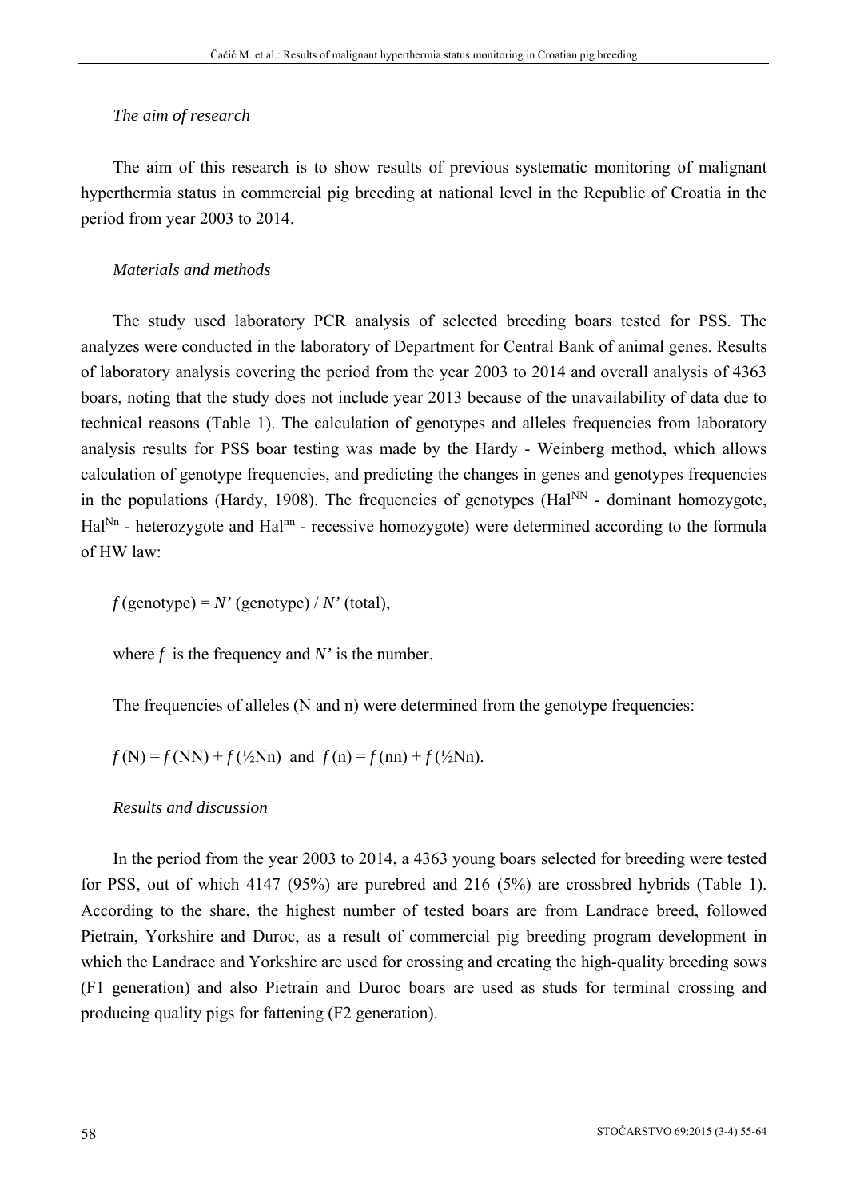*The aim of research*

The aim of this research is to show results of previous systematic monitoring of malignant hyperthermia status in commercial pig breeding at national level in the Republic of Croatia in the period from year 2003 to 2014.

*Materials and methods*

The study used laboratory PCR analysis of selected breeding boars tested for PSS. The analyzes were conducted in the laboratory of Department for Central Bank of animal genes. Results of laboratory analysis covering the period from the year 2003 to 2014 and overall analysis of 4363 boars, noting that the study does not include year 2013 because of the unavailability of data due to technical reasons (Table 1). The calculation of genotypes and alleles frequencies from laboratory analysis results for PSS boar testing was made by the Hardy - Weinberg method, which allows calculation of genotype frequencies, and predicting the changes in genes and genotypes frequencies in the populations (Hardy, 1908). The frequencies of genotypes ($Hal^{NN}$ - dominant homozygote, $Hal^{Nn}$ - heterozygote and $Hal^{nn}$ - recessive homozygote) were determined according to the formula of HW law:

$f$ (genotype) = $N'$ (genotype) / $N'$ (total),

where $f$ is the frequency and $N'$ is the number.

The frequencies of alleles (N and n) were determined from the genotype frequencies:

$f$ (N) = $f$ (NN) + $f$ (½Nn) and $f$ (n) = $f$ (nn) + $f$ (½Nn).

*Results and discussion*

In the period from the year 2003 to 2014, a 4363 young boars selected for breeding were tested for PSS, out of which 4147 (95%) are purebred and 216 (5%) are crossbred hybrids (Table 1). According to the share, the highest number of tested boars are from Landrace breed, followed Pietrain, Yorkshire and Duroc, as a result of commercial pig breeding program development in which the Landrace and Yorkshire are used for crossing and creating the high-quality breeding sows (F1 generation) and also Pietrain and Duroc boars are used as studs for terminal crossing and producing quality pigs for fattening (F2 generation).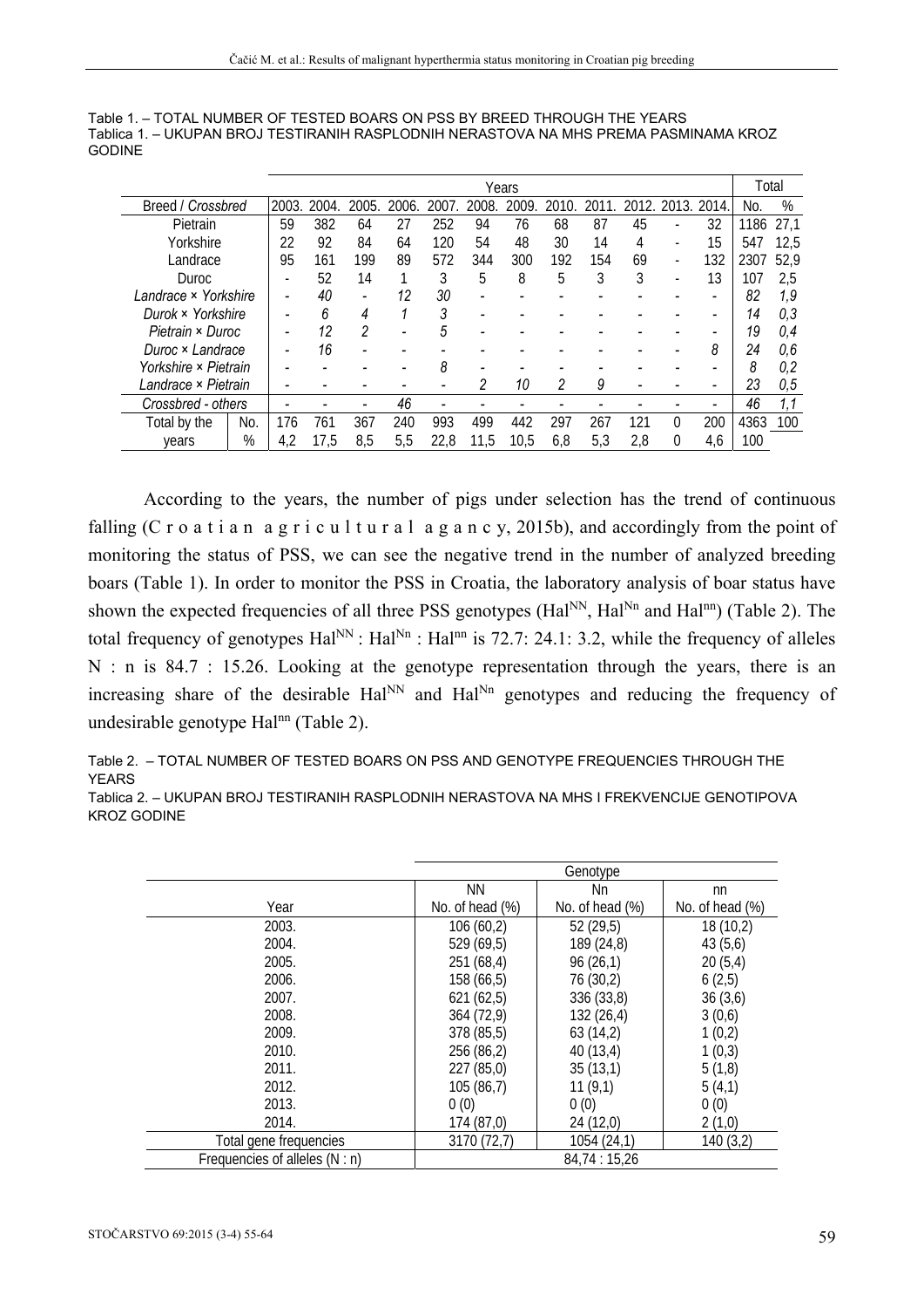Table 1. – TOTAL NUMBER OF TESTED BOARS ON PSS BY BREED THROUGH THE YEARS
Tablica 1. – UKUPAN BROJ TESTIRANIH RASPLODNIH NERASTOVA NA MHS PREMA PASMINAMA KROZ GODINE

| Breed / *Crossbred* | | Years | | | | | | | | | | | | Total | |
|---|---|---|---|---|---|---|---|---|---|---|---|---|---|---|---|
| | | 2003. | 2004. | 2005. | 2006. | 2007. | 2008. | 2009. | 2010. | 2011. | 2012. | 2013. | 2014. | No. | % |
| Pietrain | | 59 | 382 | 64 | 27 | 252 | 94 | 76 | 68 | 87 | 45 | - | 32 | 1186 | 27,1 |
| Yorkshire | | 22 | 92 | 84 | 64 | 120 | 54 | 48 | 30 | 14 | 4 | - | 15 | 547 | 12,5 |
| Landrace | | 95 | 161 | 199 | 89 | 572 | 344 | 300 | 192 | 154 | 69 | - | 132 | 2307 | 52,9 |
| Duroc | | - | 52 | 14 | 1 | 3 | 5 | 8 | 5 | 3 | 3 | - | 13 | 107 | 2,5 |
| *Landrace × Yorkshire* | | - | *40* | - | *12* | *30* | - | - | - | - | - | - | - | *82* | *1,9* |
| *Durok × Yorkshire* | | - | *6* | *4* | *1* | *3* | - | - | - | - | - | - | - | *14* | *0,3* |
| *Pietrain × Duroc* | | - | *12* | *2* | - | *5* | - | - | - | - | - | - | - | *19* | *0,4* |
| *Duroc × Landrace* | | - | *16* | - | - | - | - | - | - | - | - | - | *8* | *24* | *0,6* |
| *Yorkshire × Pietrain* | | - | - | - | - | *8* | - | - | - | - | - | - | - | *8* | *0,2* |
| *Landrace × Pietrain* | | - | - | - | - | - | *2* | *10* | *2* | *9* | - | - | - | *23* | *0,5* |
| *Crossbred - others* | | - | - | - | *46* | - | - | - | - | - | - | - | - | *46* | *1,1* |
| Total by the years | No. | 176 | 761 | 367 | 240 | 993 | 499 | 442 | 297 | 267 | 121 | 0 | 200 | 4363 | 100 |
| | % | 4,2 | 17,5 | 8,5 | 5,5 | 22,8 | 11,5 | 10,5 | 6,8 | 5,3 | 2,8 | 0 | 4,6 | 100 | |

According to the years, the number of pigs under selection has the trend of continuous falling (C r o a t i a n a g r i c u l t u r a l a g a n c y, 2015b), and accordingly from the point of monitoring the status of PSS, we can see the negative trend in the number of analyzed breeding boars (Table 1). In order to monitor the PSS in Croatia, the laboratory analysis of boar status have shown the expected frequencies of all three PSS genotypes ($Hal^{NN}$, $Hal^{Nn}$ and $Hal^{nn}$) (Table 2). The total frequency of genotypes $Hal^{NN}$ : $Hal^{Nn}$ : $Hal^{nn}$ is 72.7: 24.1: 3.2, while the frequency of alleles N : n is 84.7 : 15.26. Looking at the genotype representation through the years, there is an increasing share of the desirable $Hal^{NN}$ and $Hal^{Nn}$ genotypes and reducing the frequency of undesirable genotype $Hal^{nn}$ (Table 2).

Table 2. – TOTAL NUMBER OF TESTED BOARS ON PSS AND GENOTYPE FREQUENCIES THROUGH THE YEARS
Tablica 2. – UKUPAN BROJ TESTIRANIH RASPLODNIH NERASTOVA NA MHS I FREKVENCIJE GENOTIPOVA KROZ GODINE

| | Genotype | | |
|---|---|---|---|
| Year | NN<br>No. of head (%) | Nn<br>No. of head (%) | nn<br>No. of head (%) |
| 2003. | 106 (60,2) | 52 (29,5) | 18 (10,2) |
| 2004. | 529 (69,5) | 189 (24,8) | 43 (5,6) |
| 2005. | 251 (68,4) | 96 (26,1) | 20 (5,4) |
| 2006. | 158 (66,5) | 76 (30,2) | 6 (2,5) |
| 2007. | 621 (62,5) | 336 (33,8) | 36 (3,6) |
| 2008. | 364 (72,9) | 132 (26,4) | 3 (0,6) |
| 2009. | 378 (85,5) | 63 (14,2) | 1 (0,2) |
| 2010. | 256 (86,2) | 40 (13,4) | 1 (0,3) |
| 2011. | 227 (85,0) | 35 (13,1) | 5 (1,8) |
| 2012. | 105 (86,7) | 11 (9,1) | 5 (4,1) |
| 2013. | 0 (0) | 0 (0) | 0 (0) |
| 2014. | 174 (87,0) | 24 (12,0) | 2 (1,0) |
| Total gene frequencies | 3170 (72,7) | 1054 (24,1) | 140 (3,2) |
| Frequencies of alleles (N : n) | 84,74 : 15,26 | | |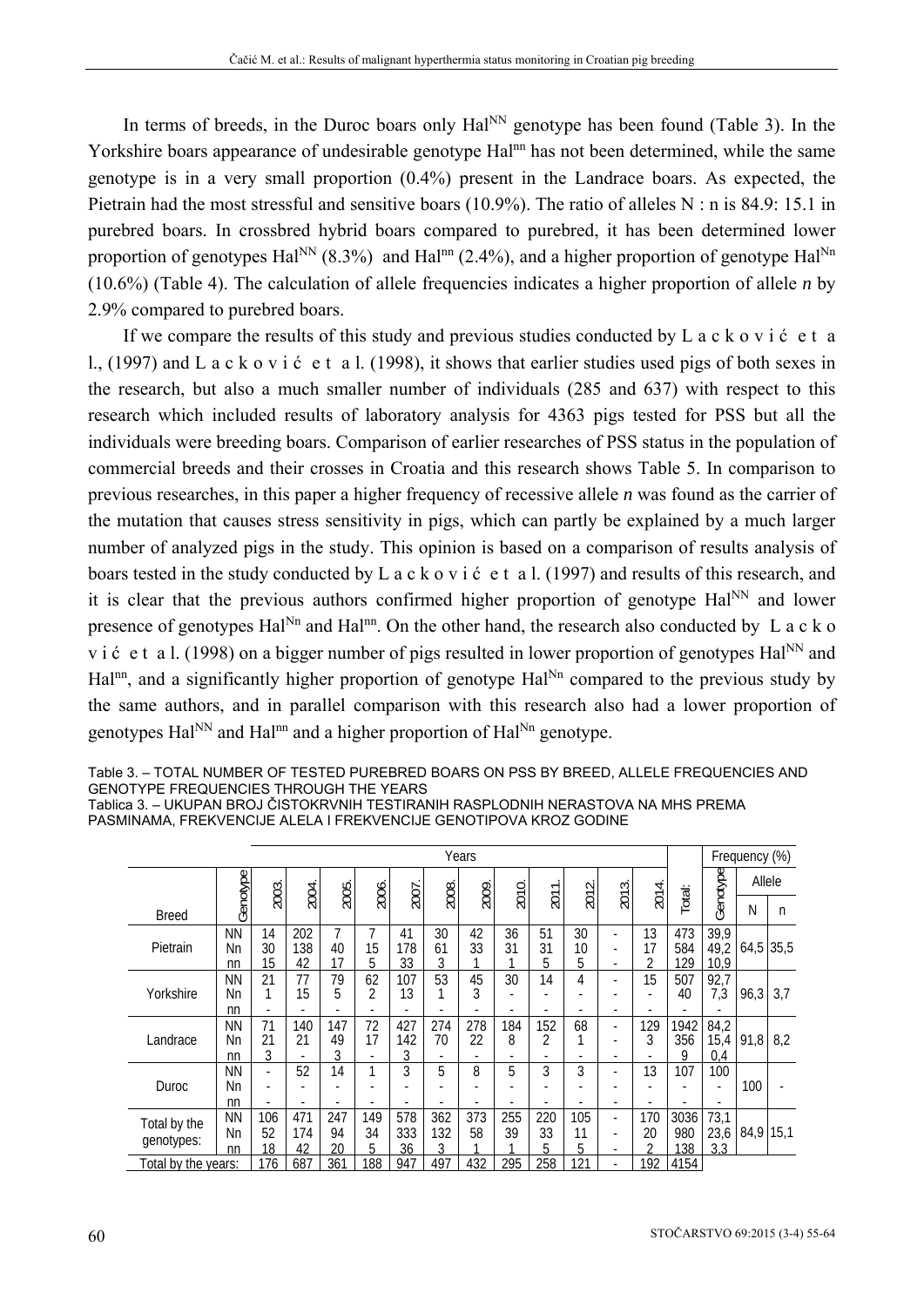In terms of breeds, in the Duroc boars only $Hal^{NN}$ genotype has been found (Table 3). In the Yorkshire boars appearance of undesirable genotype $Hal^{nn}$ has not been determined, while the same genotype is in a very small proportion (0.4%) present in the Landrace boars. As expected, the Pietrain had the most stressful and sensitive boars (10.9%). The ratio of alleles N : n is 84.9: 15.1 in purebred boars. In crossbred hybrid boars compared to purebred, it has been determined lower proportion of genotypes $Hal^{NN}$ (8.3%) and $Hal^{nn}$ (2.4%), and a higher proportion of genotype $Hal^{Nn}$ (10.6%) (Table 4). The calculation of allele frequencies indicates a higher proportion of allele *n* by 2.9% compared to purebred boars.

If we compare the results of this study and previous studies conducted by Lacković et al., (1997) and Lacković et al. (1998), it shows that earlier studies used pigs of both sexes in the research, but also a much smaller number of individuals (285 and 637) with respect to this research which included results of laboratory analysis for 4363 pigs tested for PSS but all the individuals were breeding boars. Comparison of earlier researches of PSS status in the population of commercial breeds and their crosses in Croatia and this research shows Table 5. In comparison to previous researches, in this paper a higher frequency of recessive allele *n* was found as the carrier of the mutation that causes stress sensitivity in pigs, which can partly be explained by a much larger number of analyzed pigs in the study. This opinion is based on a comparison of results analysis of boars tested in the study conducted by Lacković et al. (1997) and results of this research, and it is clear that the previous authors confirmed higher proportion of genotype $Hal^{NN}$ and lower presence of genotypes $Hal^{Nn}$ and $Hal^{nn}$. On the other hand, the research also conducted by Lacković et al. (1998) on a bigger number of pigs resulted in lower proportion of genotypes $Hal^{NN}$ and $Hal^{nn}$, and a significantly higher proportion of genotype $Hal^{Nn}$ compared to the previous study by the same authors, and in parallel comparison with this research also had a lower proportion of genotypes $Hal^{NN}$ and $Hal^{nn}$ and a higher proportion of $Hal^{Nn}$ genotype.

Table 3. – TOTAL NUMBER OF TESTED PUREBRED BOARS ON PSS BY BREED, ALLELE FREQUENCIES AND GENOTYPE FREQUENCIES THROUGH THE YEARS
Tablica 3. – UKUPAN BROJ ČISTOKRVNIH TESTIRANIH RASPLODNIH NERASTOVA NA MHS PREMA PASMINAMA, FREKVENCIJE ALELA I FREKVENCIJE GENOTIPOVA KROZ GODINE

| Breed | Genotype | Years | | | | | | | | | | | | Total: | Frequency (%) | | |
|---|---|---|---|---|---|---|---|---|---|---|---|---|---|---|---|---|---|
| | | 2003. | 2004. | 2005. | 2006. | 2007. | 2008. | 2009. | 2010. | 2011. | 2012. | 2013. | 2014. | | Genotype | Allele N | Allele n |
| Pietrain | NN | 14 | 202 | 7 | 7 | 41 | 30 | 42 | 36 | 51 | 30 | - | 13 | 473 | 39,9 | 64,5 | 35,5 |
| | Nn | 30 | 138 | 40 | 15 | 178 | 61 | 33 | 31 | 31 | 10 | - | 17 | 584 | 49,2 | | |
| | nn | 15 | 42 | 17 | 5 | 33 | 3 | 1 | 1 | 5 | 5 | - | 2 | 129 | 10,9 | | |
| Yorkshire | NN | 21 | 77 | 79 | 62 | 107 | 53 | 45 | 30 | 14 | 4 | - | 15 | 507 | 92,7 | 96,3 | 3,7 |
| | Nn | 1 | 15 | 5 | 2 | 13 | 1 | 3 | - | - | - | - | - | 40 | 7,3 | | |
| | nn | - | - | - | - | - | - | - | - | - | - | - | - | - | - | | |
| Landrace | NN | 71 | 140 | 147 | 72 | 427 | 274 | 278 | 184 | 152 | 68 | - | 129 | 1942 | 84,2 | 91,8 | 8,2 |
| | Nn | 21 | 21 | 49 | 17 | 142 | 70 | 22 | 8 | 2 | 1 | - | 3 | 356 | 15,4 | | |
| | nn | 3 | - | 3 | - | 3 | - | - | - | - | - | - | - | 9 | 0,4 | | |
| Duroc | NN | - | 52 | 14 | 1 | 3 | 5 | 8 | 5 | 3 | 3 | - | 13 | 107 | 100 | 100 | - |
| | Nn | - | - | - | - | - | - | - | - | - | - | - | - | - | - | | |
| | nn | - | - | - | - | - | - | - | - | - | - | - | - | - | - | | |
| Total by the genotypes: | NN | 106 | 471 | 247 | 149 | 578 | 362 | 373 | 255 | 220 | 105 | - | 170 | 3036 | 73,1 | 84,9 | 15,1 |
| | Nn | 52 | 174 | 94 | 34 | 333 | 132 | 58 | 39 | 33 | 11 | - | 20 | 980 | 23,6 | | |
| | nn | 18 | 42 | 20 | 5 | 36 | 3 | 1 | 1 | 5 | 5 | - | 2 | 138 | 3,3 | | |
| Total by the years: | | 176 | 687 | 361 | 188 | 947 | 497 | 432 | 295 | 258 | 121 | - | 192 | 4154 | | | |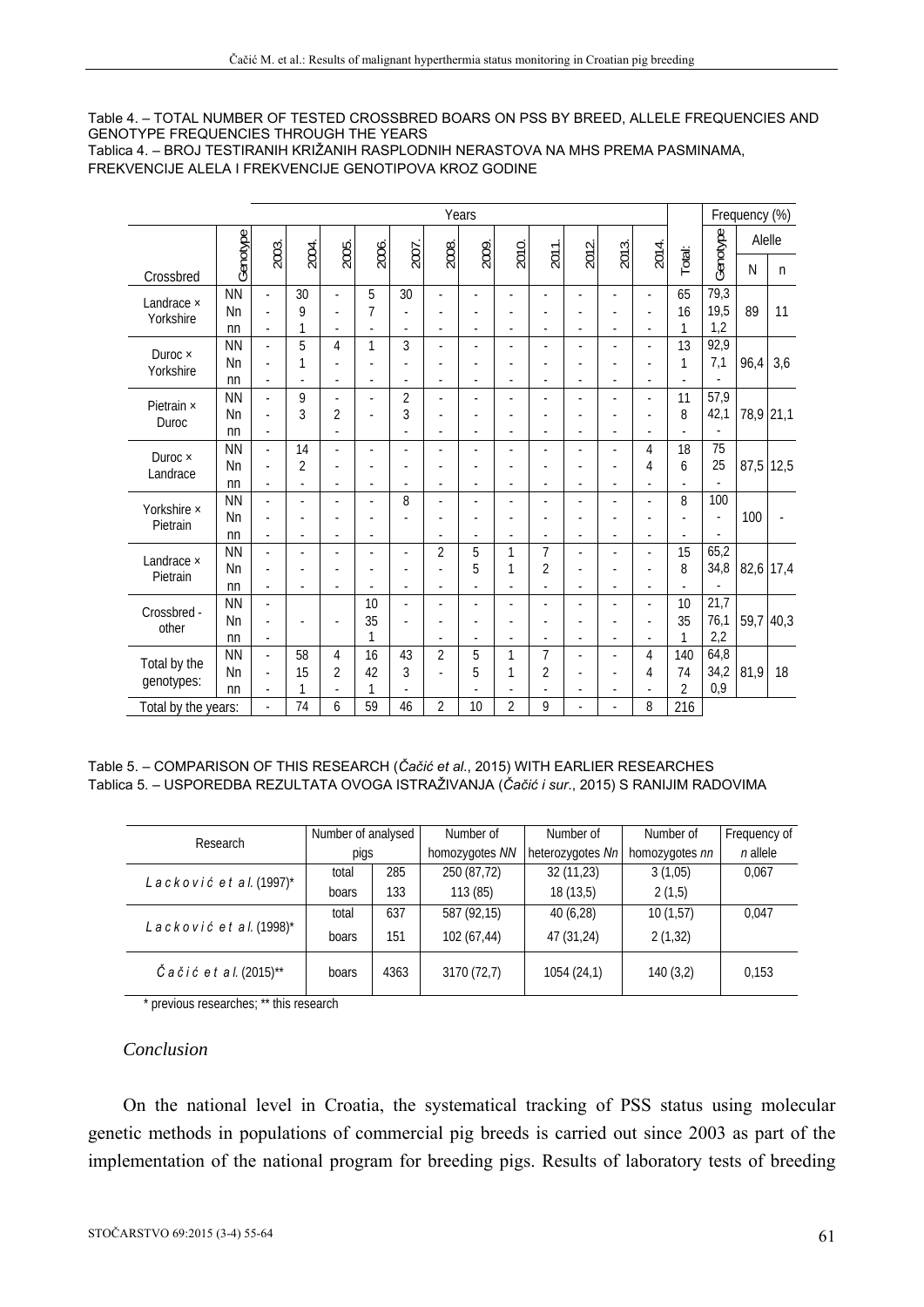Table 4. – TOTAL NUMBER OF TESTED CROSSBRED BOARS ON PSS BY BREED, ALLELE FREQUENCIES AND GENOTYPE FREQUENCIES THROUGH THE YEARS
Tablica 4. – BROJ TESTIRANIH KRIŽANIH RASPLODNIH NERASTOVA NA MHS PREMA PASMINAMA, FREKVENCIJE ALELA I FREKVENCIJE GENOTIPOVA KROZ GODINE

| Crossbred | Genotype | 2003. | 2004. | 2005. | 2006. | 2007. | 2008. | 2009. | 2010. | 2011. | 2012. | 2013. | 2014. | Total: | Frequency (%) Genotype | Alelle N | Alelle n |
|---|---|---|---|---|---|---|---|---|---|---|---|---|---|---|---|---|---|
| Landrace × Yorkshire | NN | - | 30 | - | 5 | 30 | - | - | - | - | - | - | - | 65 | 79,3 | 89 | 11 |
| | Nn | - | 9 | - | 7 | - | - | - | - | - | - | - | - | 16 | 19,5 | | |
| | nn | - | 1 | - | - | - | - | - | - | - | - | - | - | 1 | 1,2 | | |
| Duroc × Yorkshire | NN | - | 5 | 4 | 1 | 3 | - | - | - | - | - | - | - | 13 | 92,9 | 96,4 | 3,6 |
| | Nn | - | 1 | - | - | - | - | - | - | - | - | - | - | 1 | 7,1 | | |
| | nn | - | - | - | - | - | - | - | - | - | - | - | - | - | - | | |
| Pietrain × Duroc | NN | - | 9 | - | - | 2 | - | - | - | - | - | - | - | 11 | 57,9 | 78,9 | 21,1 |
| | Nn | - | 3 | 2 | - | 3 | - | - | - | - | - | - | - | 8 | 42,1 | | |
| | nn | - | - | - | - | - | - | - | - | - | - | - | - | - | - | | |
| Duroc × Landrace | NN | - | 14 | - | - | - | - | - | - | - | - | - | 4 | 18 | 75 | 87,5 | 12,5 |
| | Nn | - | 2 | - | - | - | - | - | - | - | - | - | 4 | 6 | 25 | | |
| | nn | - | - | - | - | - | - | - | - | - | - | - | - | - | - | | |
| Yorkshire × Pietrain | NN | - | - | - | - | 8 | - | - | - | - | - | - | - | 8 | 100 | 100 | - |
| | Nn | - | - | - | - | - | - | - | - | - | - | - | - | - | - | | |
| | nn | - | - | - | - | | - | - | - | - | - | - | - | - | - | | |
| Landrace × Pietrain | NN | - | - | - | - | - | 2 | 5 | 1 | 7 | - | - | - | 15 | 65,2 | 82,6 | 17,4 |
| | Nn | - | - | - | - | - | - | 5 | 1 | 2 | - | - | - | 8 | 34,8 | | |
| | nn | - | - | - | - | - | - | - | - | - | - | - | - | - | - | | |
| Crossbred - other | NN | - | | | 10 | - | - | - | - | - | - | - | - | 10 | 21,7 | 59,7 | 40,3 |
| | Nn | - | - | - | 35 | - | - | - | - | - | - | - | - | 35 | 76,1 | | |
| | nn | - | | | 1 | | - | - | - | - | - | - | - | 1 | 2,2 | | |
| Total by the genotypes: | NN | - | 58 | 4 | 16 | 43 | 2 | 5 | 1 | 7 | - | - | 4 | 140 | 64,8 | 81,9 | 18 |
| | Nn | - | 15 | 2 | 42 | 3 | - | 5 | 1 | 2 | - | - | 4 | 74 | 34,2 | | |
| | nn | - | 1 | - | 1 | - | | - | - | - | - | - | - | 2 | 0,9 | | |
| Total by the years: | | - | 74 | 6 | 59 | 46 | 2 | 10 | 2 | 9 | - | - | 8 | 216 | | | |

Table 5. – COMPARISON OF THIS RESEARCH (*Čačić et al.*, 2015) WITH EARLIER RESEARCHES
Tablica 5. – USPOREDBA REZULTATA OVOGA ISTRAŽIVANJA (*Čačić i sur.*, 2015) S RANIJIM RADOVIMA

| Research | Number of analysed pigs | | Number of homozygotes *NN* | Number of heterozygotes *Nn* | Number of homozygotes *nn* | Frequency of *n* allele |
|---|---|---|---|---|---|---|
| *Lacković et al.* (1997)* | total | 285 | 250 (87,72) | 32 (11,23) | 3 (1,05) | 0,067 |
| | boars | 133 | 113 (85) | 18 (13,5) | 2 (1,5) | |
| *Lacković et al.* (1998)* | total | 637 | 587 (92,15) | 40 (6,28) | 10 (1,57) | 0,047 |
| | boars | 151 | 102 (67,44) | 47 (31,24) | 2 (1,32) | |
| *Čačić et al.* (2015)** | boars | 4363 | 3170 (72,7) | 1054 (24,1) | 140 (3,2) | 0,153 |

\* previous researches; ** this research

## *Conclusion*

On the national level in Croatia, the systematical tracking of PSS status using molecular genetic methods in populations of commercial pig breeds is carried out since 2003 as part of the implementation of the national program for breeding pigs. Results of laboratory tests of breeding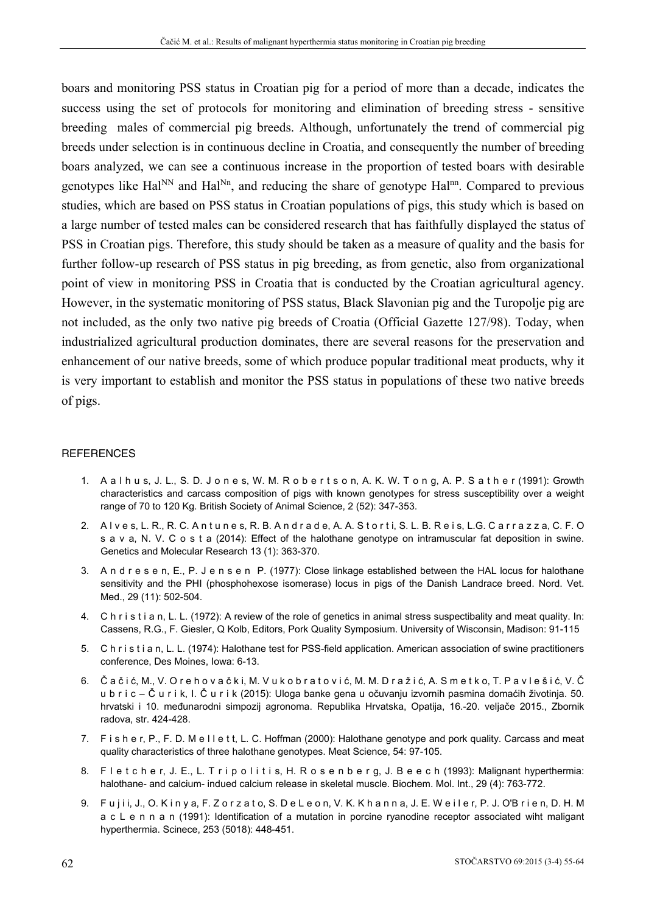boars and monitoring PSS status in Croatian pig for a period of more than a decade, indicates the success using the set of protocols for monitoring and elimination of breeding stress - sensitive breeding males of commercial pig breeds. Although, unfortunately the trend of commercial pig breeds under selection is in continuous decline in Croatia, and consequently the number of breeding boars analyzed, we can see a continuous increase in the proportion of tested boars with desirable genotypes like $Hal^{NN}$ and $Hal^{Nn}$, and reducing the share of genotype $Hal^{nn}$. Compared to previous studies, which are based on PSS status in Croatian populations of pigs, this study which is based on a large number of tested males can be considered research that has faithfully displayed the status of PSS in Croatian pigs. Therefore, this study should be taken as a measure of quality and the basis for further follow-up research of PSS status in pig breeding, as from genetic, also from organizational point of view in monitoring PSS in Croatia that is conducted by the Croatian agricultural agency. However, in the systematic monitoring of PSS status, Black Slavonian pig and the Turopolje pig are not included, as the only two native pig breeds of Croatia (Official Gazette 127/98). Today, when industrialized agricultural production dominates, there are several reasons for the preservation and enhancement of our native breeds, some of which produce popular traditional meat products, why it is very important to establish and monitor the PSS status in populations of these two native breeds of pigs.

## REFERENCES

1. Aalhus, J. L., S. D. Jones, W. M. Robertson, A. K. W. Tong, A. P. Sather (1991): Growth characteristics and carcass composition of pigs with known genotypes for stress susceptibility over a weight range of 70 to 120 Kg. British Society of Animal Science, 2 (52): 347-353.
2. Alves, L. R., R. C. Antunes, R. B. Andrade, A. A. Storti, S. L. B. Reis, L.G. Carrazza, C. F. Osava, N. V. Costa (2014): Effect of the halothane genotype on intramuscular fat deposition in swine. Genetics and Molecular Research 13 (1): 363-370.
3. Andresen, E., P. Jensen P. (1977): Close linkage established between the HAL locus for halothane sensitivity and the PHI (phosphohexose isomerase) locus in pigs of the Danish Landrace breed. Nord. Vet. Med., 29 (11): 502-504.
4. Christian, L. L. (1972): A review of the role of genetics in animal stress suspectibality and meat quality. In: Cassens, R.G., F. Giesler, Q Kolb, Editors, Pork Quality Symposium. University of Wisconsin, Madison: 91-115
5. Christian, L. L. (1974): Halothane test for PSS-field application. American association of swine practitioners conference, Des Moines, Iowa: 6-13.
6. Čačić, M., V. Orehovački, M. Vukobratović, M. M. Dražić, A. Smetko, T. Pavlešić, V. Čubric – Čurik, I. Čurik (2015): Uloga banke gena u očuvanju izvornih pasmina domaćih životinja. 50. hrvatski i 10. međunarodni simpozij agronoma. Republika Hrvatska, Opatija, 16.-20. veljače 2015., Zbornik radova, str. 424-428.
7. Fisher, P., F. D. Mellett, L. C. Hoffman (2000): Halothane genotype and pork quality. Carcass and meat quality characteristics of three halothane genotypes. Meat Science, 54: 97-105.
8. Fletcher, J. E., L. Tripolitis, H. Rosenberg, J. Beech (1993): Malignant hyperthermia: halothane- and calcium- indued calcium release in skeletal muscle. Biochem. Mol. Int., 29 (4): 763-772.
9. Fujii, J., O. Kinya, F. Zorzato, S. DeLeon, V. K. Khanna, J. E. Weiler, P. J. O'Brien, D. H. MacLennan (1991): Identification of a mutation in porcine ryanodine receptor associated wiht maligant hyperthermia. Scinece, 253 (5018): 448-451.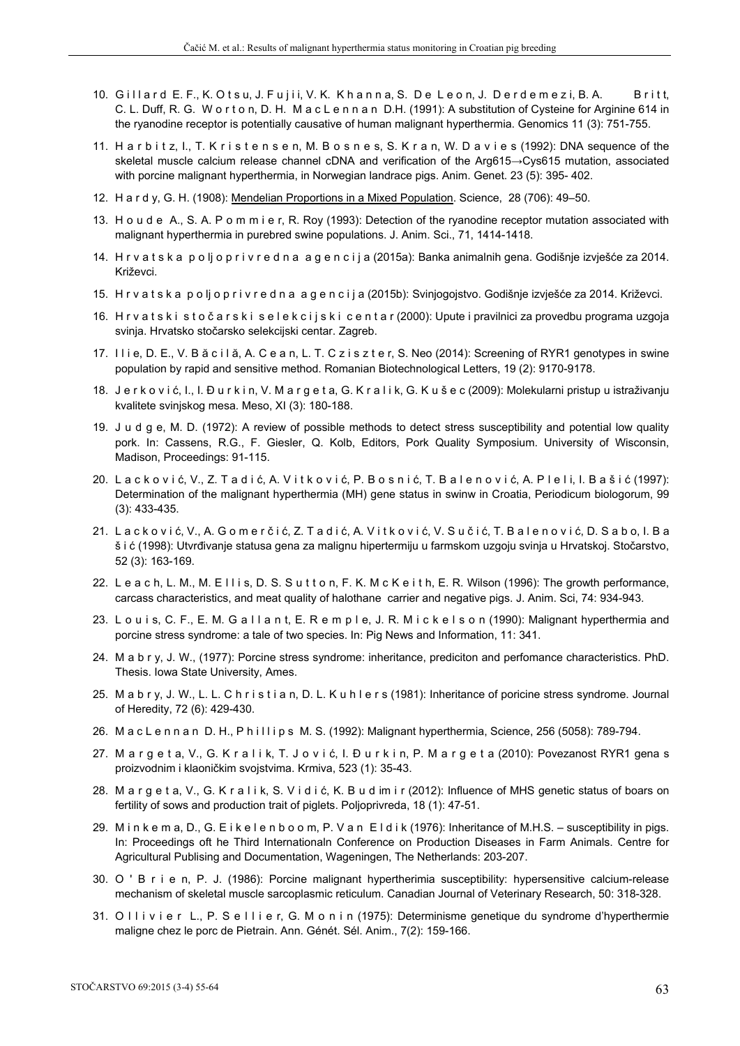10. Gillard E. F., K. Otsu, J. Fujii, V. K. Khanna, S. De Leon, J. Derdemezi, B. A. Britt, C. L. Duff, R. G. Worton, D. H. MacLennan D.H. (1991): A substitution of Cysteine for Arginine 614 in the ryanodine receptor is potentially causative of human malignant hyperthermia. Genomics 11 (3): 751-755.

11. Harbitz, I., T. Kristensen, M. Bosnes, S. Kran, W. Davies (1992): DNA sequence of the skeletal muscle calcium release channel cDNA and verification of the Arg615→Cys615 mutation, associated with porcine malignant hyperthermia, in Norwegian landrace pigs. Anim. Genet. 23 (5): 395- 402.

12. Hardy, G. H. (1908): Mendelian Proportions in a Mixed Population. Science, 28 (706): 49–50.

13. Houde A., S. A. Pommier, R. Roy (1993): Detection of the ryanodine receptor mutation associated with malignant hyperthermia in purebred swine populations. J. Anim. Sci., 71, 1414-1418.

14. Hrvatska poljoprivredna agencija (2015a): Banka animalnih gena. Godišnje izvješće za 2014. Križevci.

15. Hrvatska poljoprivredna agencija (2015b): Svinjogojstvo. Godišnje izvješće za 2014. Križevci.

16. Hrvatski stočarski selekcijski centar (2000): Upute i pravilnici za provedbu programa uzgoja svinja. Hrvatsko stočarsko selekcijski centar. Zagreb.

17. Ilie, D. E., V. Băcilă, A. Cean, L. T. Cziszter, S. Neo (2014): Screening of RYR1 genotypes in swine population by rapid and sensitive method. Romanian Biotechnological Letters, 19 (2): 9170-9178.

18. Jerković, I., I. Đurkin, V. Margeta, G. Kralik, G. Kušec (2009): Molekularni pristup u istraživanju kvalitete svinjskog mesa. Meso, XI (3): 180-188.

19. Judge, M. D. (1972): A review of possible methods to detect stress susceptibility and potential low quality pork. In: Cassens, R.G., F. Giesler, Q. Kolb, Editors, Pork Quality Symposium. University of Wisconsin, Madison, Proceedings: 91-115.

20. Lacković, V., Z. Tadić, A. Vitković, P. Bosnić, T. Balenović, A. Pleli, I. Bašić (1997): Determination of the malignant hyperthermia (MH) gene status in swinw in Croatia, Periodicum biologorum, 99 (3): 433-435.

21. Lacković, V., A. Gomerčić, Z. Tadić, A. Vitković, V. Sučić, T. Balenović, D. Sabo, I. Bašić (1998): Utvrđivanje statusa gena za malignu hipertermiju u farmskom uzgoju svinja u Hrvatskoj. Stočarstvo, 52 (3): 163-169.

22. Leach, L. M., M. Ellis, D. S. Sutton, F. K. McKeith, E. R. Wilson (1996): The growth performance, carcass characteristics, and meat quality of halothane carrier and negative pigs. J. Anim. Sci, 74: 934-943.

23. Louis, C. F., E. M. Gallant, E. Remple, J. R. Mickelson (1990): Malignant hyperthermia and porcine stress syndrome: a tale of two species. In: Pig News and Information, 11: 341.

24. Mabry, J. W., (1977): Porcine stress syndrome: inheritance, prediciton and perfomance characteristics. PhD. Thesis. Iowa State University, Ames.

25. Mabry, J. W., L. L. Christian, D. L. Kuhlers (1981): Inheritance of poricine stress syndrome. Journal of Heredity, 72 (6): 429-430.

26. MacLennan D. H., Phillips M. S. (1992): Malignant hyperthermia, Science, 256 (5058): 789-794.

27. Margeta, V., G. Kralik, T. Jović, I. Đurkin, P. Margeta (2010): Povezanost RYR1 gena s proizvodnim i klaoničkim svojstvima. Krmiva, 523 (1): 35-43.

28. Margeta, V., G. Kralik, S. Vidić, K. Budimir (2012): Influence of MHS genetic status of boars on fertility of sows and production trait of piglets. Poljoprivreda, 18 (1): 47-51.

29. Minkema, D., G. Eikelenboom, P. Van Eldik (1976): Inheritance of M.H.S. – susceptibility in pigs. In: Proceedings oft he Third Internationaln Conference on Production Diseases in Farm Animals. Centre for Agricultural Publising and Documentation, Wageningen, The Netherlands: 203-207.

30. O'Brien, P. J. (1986): Porcine malignant hypertherimia susceptibility: hypersensitive calcium-release mechanism of skeletal muscle sarcoplasmic reticulum. Canadian Journal of Veterinary Research, 50: 318-328.

31. Ollivier L., P. Sellier, G. Monin (1975): Determinisme genetique du syndrome d'hyperthermie maligne chez le porc de Pietrain. Ann. Génét. Sél. Anim., 7(2): 159-166.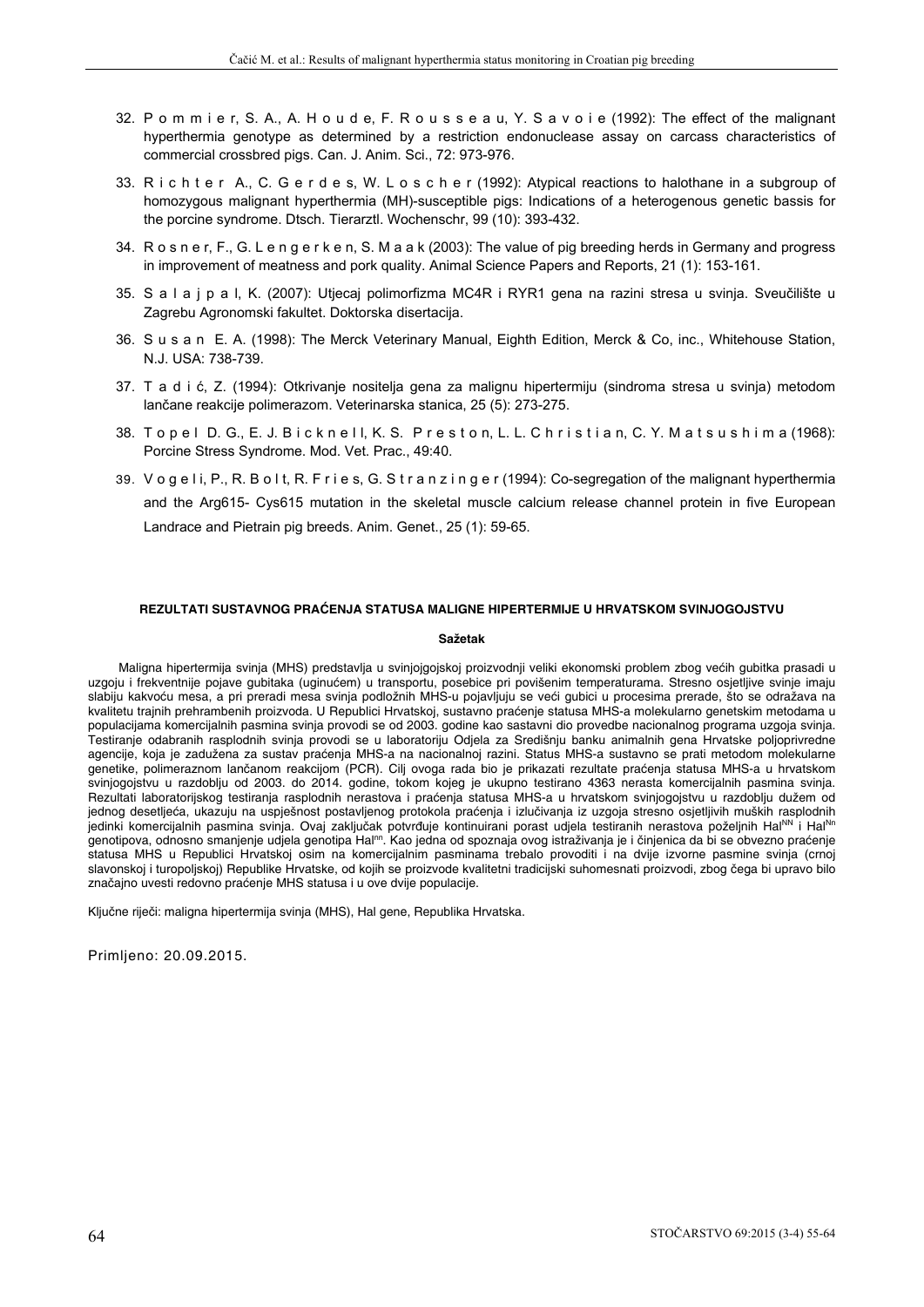32. P o m m i e r, S. A., A. H o u d e, F. R o u s s e a u, Y. S a v o i e (1992): The effect of the malignant hyperthermia genotype as determined by a restriction endonuclease assay on carcass characteristics of commercial crossbred pigs. Can. J. Anim. Sci., 72: 973-976.

33. R i c h t e r A., C. G e r d e s, W. L o s c h e r (1992): Atypical reactions to halothane in a subgroup of homozygous malignant hyperthermia (MH)-susceptible pigs: Indications of a heterogenous genetic bassis for the porcine syndrome. Dtsch. Tierarztl. Wochenschr, 99 (10): 393-432.

34. R o s n e r, F., G. L e n g e r k e n, S. M a a k (2003): The value of pig breeding herds in Germany and progress in improvement of meatness and pork quality. Animal Science Papers and Reports, 21 (1): 153-161.

35. S a l a j p a l, K. (2007): Utjecaj polimorfizma MC4R i RYR1 gena na razini stresa u svinja. Sveučilište u Zagrebu Agronomski fakultet. Doktorska disertacija.

36. S u s a n E. A. (1998): The Merck Veterinary Manual, Eighth Edition, Merck & Co, inc., Whitehouse Station, N.J. USA: 738-739.

37. T a d i ć, Z. (1994): Otkrivanje nositelja gena za malignu hipertermiju (sindroma stresa u svinja) metodom lančane reakcije polimerazom. Veterinarska stanica, 25 (5): 273-275.

38. T o p e l D. G., E. J. B i c k n e l l, K. S. P r e s t o n, L. L. C h r i s t i a n, C. Y. M a t s u s h i m a (1968): Porcine Stress Syndrome. Mod. Vet. Prac., 49:40.

39. V o g e l i, P., R. B o l t, R. F r i e s, G. S t r a n z i n g e r (1994): Co-segregation of the malignant hyperthermia and the Arg615- Cys615 mutation in the skeletal muscle calcium release channel protein in five European Landrace and Pietrain pig breeds. Anim. Genet., 25 (1): 59-65.

## REZULTATI SUSTAVNOG PRAĆENJA STATUSA MALIGNE HIPERTERMIJE U HRVATSKOM SVINJOGOJSTVU

### Sažetak

Maligna hipertermija svinja (MHS) predstavlja u svinjogojskoj proizvodnji veliki ekonomski problem zbog većih gubitka prasadi u uzgoju i frekventnije pojave gubitaka (uginućem) u transportu, posebice pri povišenim temperaturama. Stresno osjetljive svinje imaju slabiju kakvoću mesa, a pri preradi mesa svinja podložnih MHS-u pojavljuju se veći gubici u procesima prerade, što se odražava na kvalitetu trajnih prehrambenih proizvoda. U Republici Hrvatskoj, sustavno praćenje statusa MHS-a molekularno genetskim metodama u populacijama komercijalnih pasmina svinja provodi se od 2003. godine kao sastavni dio provedbe nacionalnog programa uzgoja svinja. Testiranje odabranih rasplodnih svinja provodi se u laboratoriju Odjela za Središnju banku animalnih gena Hrvatske poljoprivredne agencije, koja je zadužena za sustav praćenja MHS-a na nacionalnoj razini. Status MHS-a sustavno se prati metodom molekularne genetike, polimeraznom lančanom reakcijom (PCR). Cilj ovoga rada bio je prikazati rezultate praćenja statusa MHS-a u hrvatskom svinjogojstvu u razdoblju od 2003. do 2014. godine, tokom kojeg je ukupno testirano 4363 nerasta komercijalnih pasmina svinja. Rezultati laboratorijskog testiranja rasplodnih nerastova i praćenja statusa MHS-a u hrvatskom svinjogojstvu u razdoblju dužem od jednog desetljeća, ukazuju na uspješnost postavljenog protokola praćenja i izlučivanja iz uzgoja stresno osjetljivih muških rasplodnih jedinki komercijalnih pasmina svinja. Ovaj zaključak potvrđuje kontinuirani porast udjela testiranih nerastova poželjnih $Hal^{NN}$ i $Hal^{Nn}$ genotipova, odnosno smanjenje udjela genotipa $Hal^{nn}$. Kao jedna od spoznaja ovog istraživanja je i činjenica da bi se obvezno praćenje statusa MHS u Republici Hrvatskoj osim na komercijalnim pasminama trebalo provoditi i na dvije izvorne pasmine svinja (crnoj slavonskoj i turopoljskoj) Republike Hrvatske, od kojih se proizvode kvalitetni tradicijski suhomesnati proizvodi, zbog čega bi upravo bilo značajno uvesti redovno praćenje MHS statusa i u ove dvije populacije.

Ključne riječi: maligna hipertermija svinja (MHS), Hal gene, Republika Hrvatska.

Primljeno: 20.09.2015.